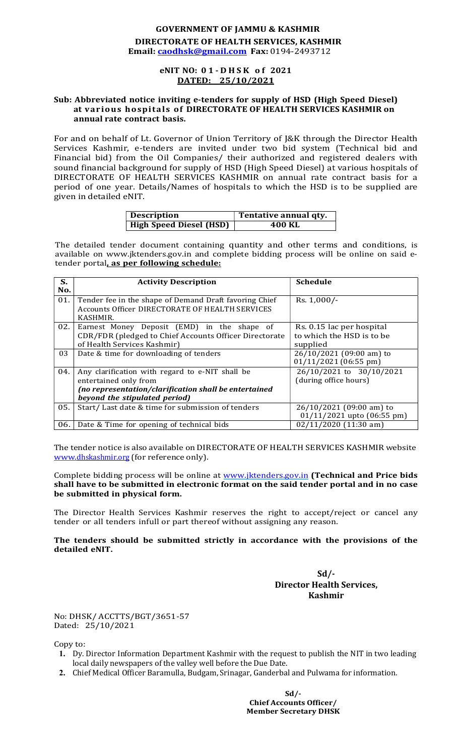# GOVERNMENT OF JAMMU & KASHMIR

## DIRECTORATE OF HEALTH SERVICES, KASHMIR

**Email: caodhsk@gmail.com Fax:** 0194-2493712

**eNIT NO: 01-DHSK of 2021**
**DATED: 25/10/2021**

**Sub: Abbreviated notice inviting e-tenders for supply of HSD (High Speed Diesel) at various hospitals of DIRECTORATE OF HEALTH SERVICES KASHMIR on annual rate contract basis.**

For and on behalf of Lt. Governor of Union Territory of J&K through the Director Health Services Kashmir, e-tenders are invited under two bid system (Technical bid and Financial bid) from the Oil Companies/ their authorized and registered dealers with sound financial background for supply of HSD (High Speed Diesel) at various hospitals of DIRECTORATE OF HEALTH SERVICES KASHMIR on annual rate contract basis for a period of one year. Details/Names of hospitals to which the HSD is to be supplied are given in detailed eNIT.

| Description | Tentative annual qty. |
|---|---|
| High Speed Diesel (HSD) | 400 KL |

The detailed tender document containing quantity and other terms and conditions, is available on www.jktenders.gov.in and complete bidding process will be online on said e-tender portal**, as per following schedule:**

| S. No. | Activity Description | Schedule |
|---|---|---|
| 01. | Tender fee in the shape of Demand Draft favoring Chief Accounts Officer DIRECTORATE OF HEALTH SERVICES KASHMIR. | Rs. 1,000/- |
| 02. | Earnest Money Deposit (EMD) in the shape of CDR/FDR (pledged to Chief Accounts Officer Directorate of Health Services Kashmir) | Rs. 0.15 lac per hospital to which the HSD is to be supplied |
| 03 | Date & time for downloading of tenders | 26/10/2021 (09:00 am) to 01/11/2021 (06:55 pm) |
| 04. | Any clarification with regard to e-NIT shall be entertained only from *(no representation/clarification shall be entertained beyond the stipulated period)* | 26/10/2021 to 30/10/2021 (during office hours) |
| 05. | Start/ Last date & time for submission of tenders | 26/10/2021 (09:00 am) to 01/11/2021 upto (06:55 pm) |
| 06. | Date & Time for opening of technical bids | 02/11/2020 (11:30 am) |

The tender notice is also available on DIRECTORATE OF HEALTH SERVICES KASHMIR website www.dhskashmir.org (for reference only).

Complete bidding process will be online at www.jktenders.gov.in **(Technical and Price bids shall have to be submitted in electronic format on the said tender portal and in no case be submitted in physical form.**

The Director Health Services Kashmir reserves the right to accept/reject or cancel any tender or all tenders infull or part thereof without assigning any reason.

**The tenders should be submitted strictly in accordance with the provisions of the detailed eNIT.**

**Sd/-**
**Director Health Services,**
**Kashmir**

No: DHSK/ ACCTTS/BGT/3651-57
Dated: 25/10/2021

Copy to:

1. Dy. Director Information Department Kashmir with the request to publish the NIT in two leading local daily newspapers of the valley well before the Due Date.
2. Chief Medical Officer Baramulla, Budgam, Srinagar, Ganderbal and Pulwama for information.

**Sd/-**
**Chief Accounts Officer/**
**Member Secretary DHSK**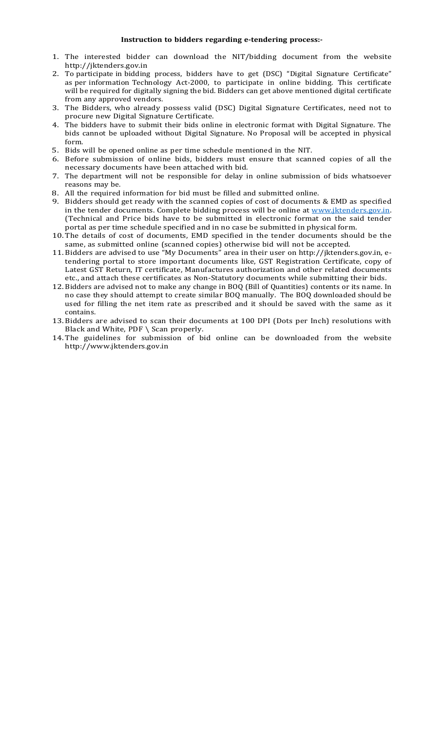**Instruction to bidders regarding e-tendering process:-**

1. The interested bidder can download the NIT/bidding document from the website http://jktenders.gov.in
2. To participate in bidding process, bidders have to get (DSC) "Digital Signature Certificate" as per information Technology Act-2000, to participate in online bidding. This certificate will be required for digitally signing the bid. Bidders can get above mentioned digital certificate from any approved vendors.
3. The Bidders, who already possess valid (DSC) Digital Signature Certificates, need not to procure new Digital Signature Certificate.
4. The bidders have to submit their bids online in electronic format with Digital Signature. The bids cannot be uploaded without Digital Signature. No Proposal will be accepted in physical form.
5. Bids will be opened online as per time schedule mentioned in the NIT.
6. Before submission of online bids, bidders must ensure that scanned copies of all the necessary documents have been attached with bid.
7. The department will not be responsible for delay in online submission of bids whatsoever reasons may be.
8. All the required information for bid must be filled and submitted online.
9. Bidders should get ready with the scanned copies of cost of documents & EMD as specified in the tender documents. Complete bidding process will be online at www.jktenders.gov.in. (Technical and Price bids have to be submitted in electronic format on the said tender portal as per time schedule specified and in no case be submitted in physical form.
10. The details of cost of documents, EMD specified in the tender documents should be the same, as submitted online (scanned copies) otherwise bid will not be accepted.
11. Bidders are advised to use "My Documents" area in their user on http://jktenders.gov.in, e-tendering portal to store important documents like, GST Registration Certificate, copy of Latest GST Return, IT certificate, Manufactures authorization and other related documents etc., and attach these certificates as Non-Statutory documents while submitting their bids.
12. Bidders are advised not to make any change in BOQ (Bill of Quantities) contents or its name. In no case they should attempt to create similar BOQ manually. The BOQ downloaded should be used for filling the net item rate as prescribed and it should be saved with the same as it contains.
13. Bidders are advised to scan their documents at 100 DPI (Dots per Inch) resolutions with Black and White, PDF \ Scan properly.
14. The guidelines for submission of bid online can be downloaded from the website http://www.jktenders.gov.in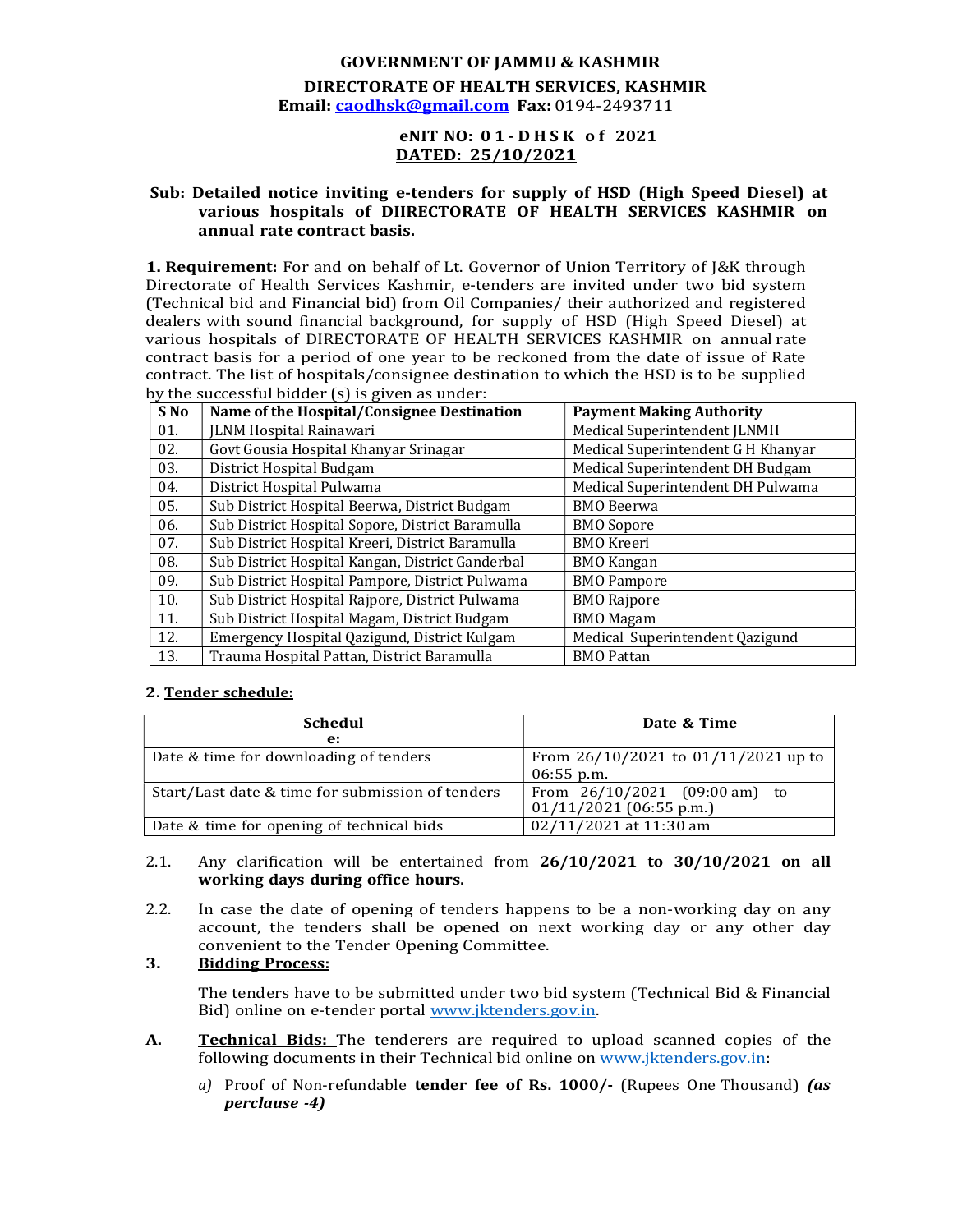**GOVERNMENT OF JAMMU & KASHMIR**

**DIRECTORATE OF HEALTH SERVICES, KASHMIR**

**Email: caodhsk@gmail.com Fax:** 0194-2493711

**eNIT NO: 01-DHSK of 2021**

**DATED: 25/10/2021**

**Sub: Detailed notice inviting e-tenders for supply of HSD (High Speed Diesel) at various hospitals of DIIRECTORATE OF HEALTH SERVICES KASHMIR on annual rate contract basis.**

**1. Requirement:** For and on behalf of Lt. Governor of Union Territory of J&K through Directorate of Health Services Kashmir, e-tenders are invited under two bid system (Technical bid and Financial bid) from Oil Companies/ their authorized and registered dealers with sound financial background, for supply of HSD (High Speed Diesel) at various hospitals of DIRECTORATE OF HEALTH SERVICES KASHMIR on annual rate contract basis for a period of one year to be reckoned from the date of issue of Rate contract. The list of hospitals/consignee destination to which the HSD is to be supplied by the successful bidder (s) is given as under:

| S No | Name of the Hospital/Consignee Destination | Payment Making Authority |
|---|---|---|
| 01. | JLNM Hospital Rainawari | Medical Superintendent JLNMH |
| 02. | Govt Gousia Hospital Khanyar Srinagar | Medical Superintendent G H Khanyar |
| 03. | District Hospital Budgam | Medical Superintendent DH Budgam |
| 04. | District Hospital Pulwama | Medical Superintendent DH Pulwama |
| 05. | Sub District Hospital Beerwa, District Budgam | BMO Beerwa |
| 06. | Sub District Hospital Sopore, District Baramulla | BMO Sopore |
| 07. | Sub District Hospital Kreeri, District Baramulla | BMO Kreeri |
| 08. | Sub District Hospital Kangan, District Ganderbal | BMO Kangan |
| 09. | Sub District Hospital Pampore, District Pulwama | BMO Pampore |
| 10. | Sub District Hospital Rajpore, District Pulwama | BMO Rajpore |
| 11. | Sub District Hospital Magam, District Budgam | BMO Magam |
| 12. | Emergency Hospital Qazigund, District Kulgam | Medical Superintendent Qazigund |
| 13. | Trauma Hospital Pattan, District Baramulla | BMO Pattan |

**2. Tender schedule:**

| Schedule: | Date & Time |
|---|---|
| Date & time for downloading of tenders | From 26/10/2021 to 01/11/2021 up to 06:55 p.m. |
| Start/Last date & time for submission of tenders | From 26/10/2021 (09:00 am) to 01/11/2021 (06:55 p.m.) |
| Date & time for opening of technical bids | 02/11/2021 at 11:30 am |

2.1. Any clarification will be entertained from **26/10/2021 to 30/10/2021 on all working days during office hours.**

2.2. In case the date of opening of tenders happens to be a non-working day on any account, the tenders shall be opened on next working day or any other day convenient to the Tender Opening Committee.

**3. Bidding Process:**

The tenders have to be submitted under two bid system (Technical Bid & Financial Bid) online on e-tender portal www.jktenders.gov.in.

**A. Technical Bids:** The tenderers are required to upload scanned copies of the following documents in their Technical bid online on www.jktenders.gov.in:

*a)* Proof of Non-refundable **tender fee of Rs. 1000/-** (Rupees One Thousand) ***(as perclause -4)***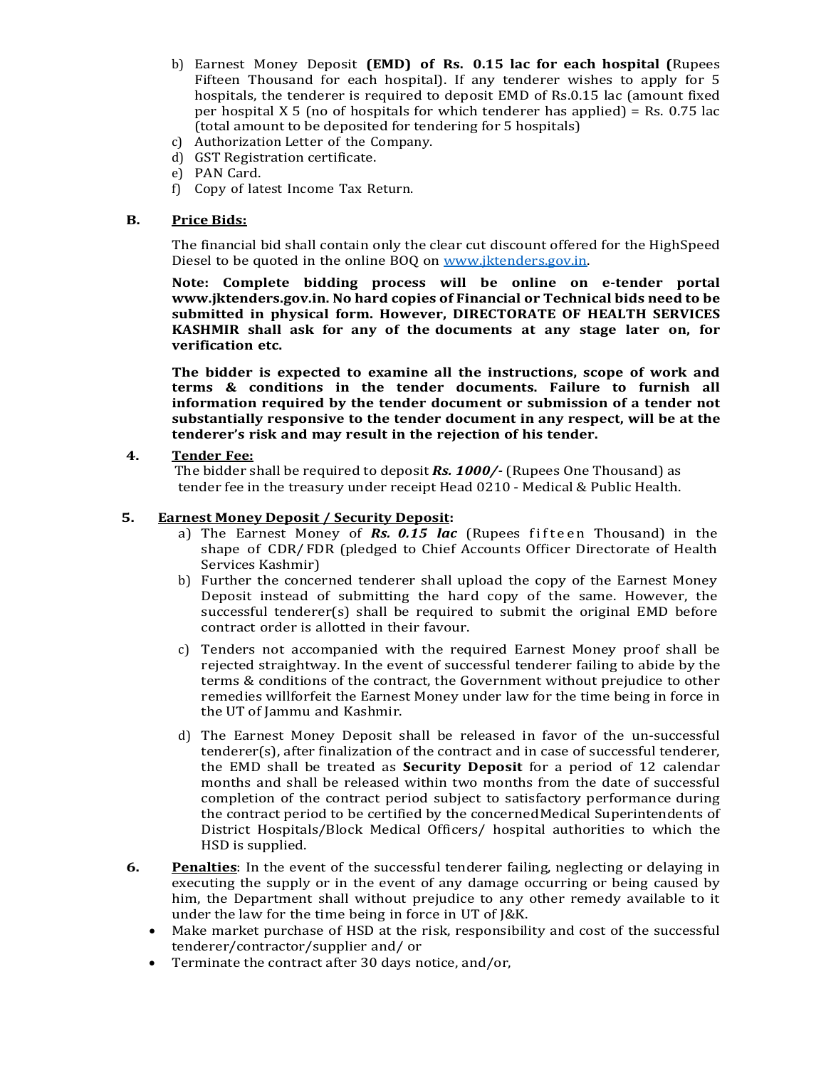b) Earnest Money Deposit **(EMD) of Rs. 0.15 lac for each hospital (**Rupees Fifteen Thousand for each hospital). If any tenderer wishes to apply for 5 hospitals, the tenderer is required to deposit EMD of Rs.0.15 lac (amount fixed per hospital X 5 (no of hospitals for which tenderer has applied) = Rs. 0.75 lac (total amount to be deposited for tendering for 5 hospitals)

c) Authorization Letter of the Company.

d) GST Registration certificate.

e) PAN Card.

f) Copy of latest Income Tax Return.

**B. Price Bids:**

The financial bid shall contain only the clear cut discount offered for the HighSpeed Diesel to be quoted in the online BOQ on www.jktenders.gov.in.

**Note: Complete bidding process will be online on e-tender portal www.jktenders.gov.in. No hard copies of Financial or Technical bids need to be submitted in physical form. However, DIRECTORATE OF HEALTH SERVICES KASHMIR shall ask for any of the documents at any stage later on, for verification etc.**

**The bidder is expected to examine all the instructions, scope of work and terms & conditions in the tender documents. Failure to furnish all information required by the tender document or submission of a tender not substantially responsive to the tender document in any respect, will be at the tenderer's risk and may result in the rejection of his tender.**

**4. Tender Fee:**

The bidder shall be required to deposit ***Rs. 1000/-*** (Rupees One Thousand) as tender fee in the treasury under receipt Head 0210 - Medical & Public Health.

**5. Earnest Money Deposit / Security Deposit:**

a) The Earnest Money of ***Rs. 0.15 lac*** (Rupees fifteen Thousand) in the shape of CDR/ FDR (pledged to Chief Accounts Officer Directorate of Health Services Kashmir)

b) Further the concerned tenderer shall upload the copy of the Earnest Money Deposit instead of submitting the hard copy of the same. However, the successful tenderer(s) shall be required to submit the original EMD before contract order is allotted in their favour.

c) Tenders not accompanied with the required Earnest Money proof shall be rejected straightway. In the event of successful tenderer failing to abide by the terms & conditions of the contract, the Government without prejudice to other remedies willforfeit the Earnest Money under law for the time being in force in the UT of Jammu and Kashmir.

d) The Earnest Money Deposit shall be released in favor of the un-successful tenderer(s), after finalization of the contract and in case of successful tenderer, the EMD shall be treated as **Security Deposit** for a period of 12 calendar months and shall be released within two months from the date of successful completion of the contract period subject to satisfactory performance during the contract period to be certified by the concernedMedical Superintendents of District Hospitals/Block Medical Officers/ hospital authorities to which the HSD is supplied.

**6. Penalties**: In the event of the successful tenderer failing, neglecting or delaying in executing the supply or in the event of any damage occurring or being caused by him, the Department shall without prejudice to any other remedy available to it under the law for the time being in force in UT of J&K.

- Make market purchase of HSD at the risk, responsibility and cost of the successful tenderer/contractor/supplier and/ or
- Terminate the contract after 30 days notice, and/or,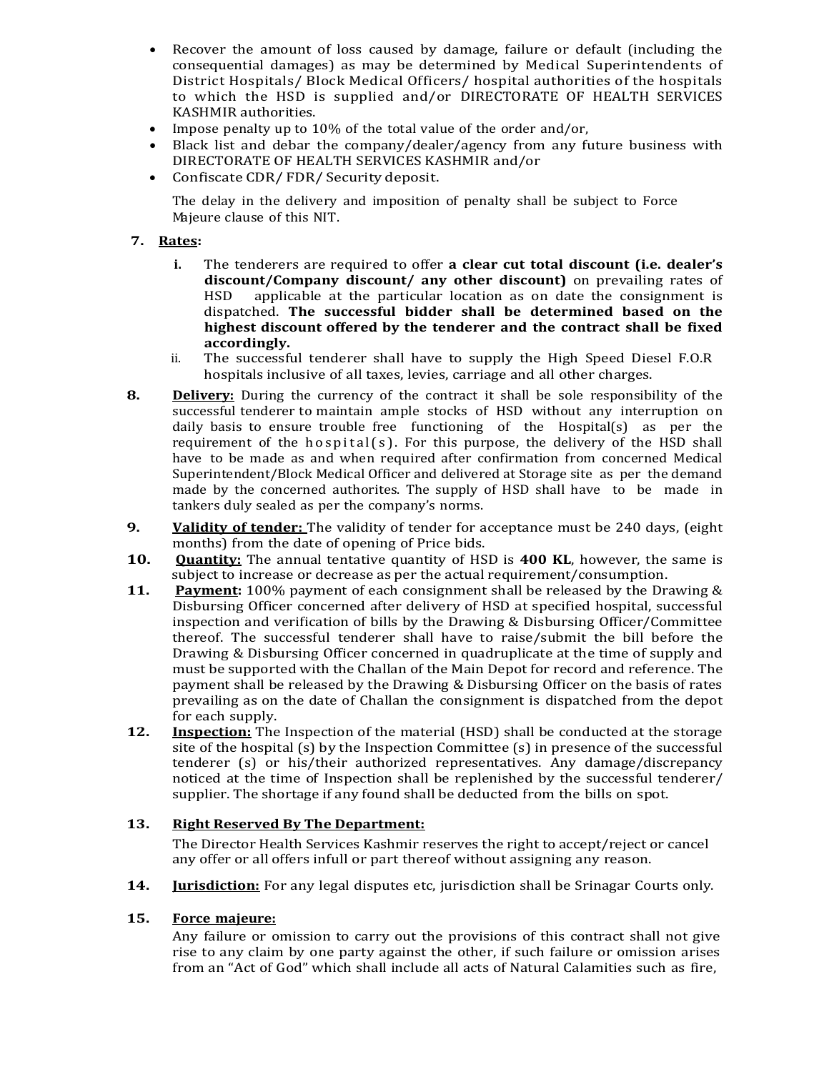- Recover the amount of loss caused by damage, failure or default (including the consequential damages) as may be determined by Medical Superintendents of District Hospitals/ Block Medical Officers/ hospital authorities of the hospitals to which the HSD is supplied and/or DIRECTORATE OF HEALTH SERVICES KASHMIR authorities.
- Impose penalty up to 10% of the total value of the order and/or,
- Black list and debar the company/dealer/agency from any future business with DIRECTORATE OF HEALTH SERVICES KASHMIR and/or
- Confiscate CDR/ FDR/ Security deposit.

The delay in the delivery and imposition of penalty shall be subject to Force Majeure clause of this NIT.

**7. <u>Rates</u>:**

i. The tenderers are required to offer **a clear cut total discount (i.e. dealer's discount/Company discount/ any other discount)** on prevailing rates of HSD applicable at the particular location as on date the consignment is dispatched. **The successful bidder shall be determined based on the highest discount offered by the tenderer and the contract shall be fixed accordingly.**

ii. The successful tenderer shall have to supply the High Speed Diesel F.O.R hospitals inclusive of all taxes, levies, carriage and all other charges.

**8. <u>Delivery:</u>** During the currency of the contract it shall be sole responsibility of the successful tenderer to maintain ample stocks of HSD without any interruption on daily basis to ensure trouble free functioning of the Hospital(s) as per the requirement of the hospital(s). For this purpose, the delivery of the HSD shall have to be made as and when required after confirmation from concerned Medical Superintendent/Block Medical Officer and delivered at Storage site as per the demand made by the concerned authorites. The supply of HSD shall have to be made in tankers duly sealed as per the company's norms.

**9. <u>Validity of tender:</u>** The validity of tender for acceptance must be 240 days, (eight months) from the date of opening of Price bids.

**10. <u>Quantity:</u>** The annual tentative quantity of HSD is **400 KL**, however, the same is subject to increase or decrease as per the actual requirement/consumption.

**11. <u>Payment</u>:** 100% payment of each consignment shall be released by the Drawing & Disbursing Officer concerned after delivery of HSD at specified hospital, successful inspection and verification of bills by the Drawing & Disbursing Officer/Committee thereof. The successful tenderer shall have to raise/submit the bill before the Drawing & Disbursing Officer concerned in quadruplicate at the time of supply and must be supported with the Challan of the Main Depot for record and reference. The payment shall be released by the Drawing & Disbursing Officer on the basis of rates prevailing as on the date of Challan the consignment is dispatched from the depot for each supply.

**12. <u>Inspection:</u>** The Inspection of the material (HSD) shall be conducted at the storage site of the hospital (s) by the Inspection Committee (s) in presence of the successful tenderer (s) or his/their authorized representatives. Any damage/discrepancy noticed at the time of Inspection shall be replenished by the successful tenderer/ supplier. The shortage if any found shall be deducted from the bills on spot.

**13. <u>Right Reserved By The Department:</u>**

The Director Health Services Kashmir reserves the right to accept/reject or cancel any offer or all offers infull or part thereof without assigning any reason.

**14. <u>Jurisdiction:</u>** For any legal disputes etc, jurisdiction shall be Srinagar Courts only.

**15. <u>Force majeure:</u>**

Any failure or omission to carry out the provisions of this contract shall not give rise to any claim by one party against the other, if such failure or omission arises from an "Act of God" which shall include all acts of Natural Calamities such as fire,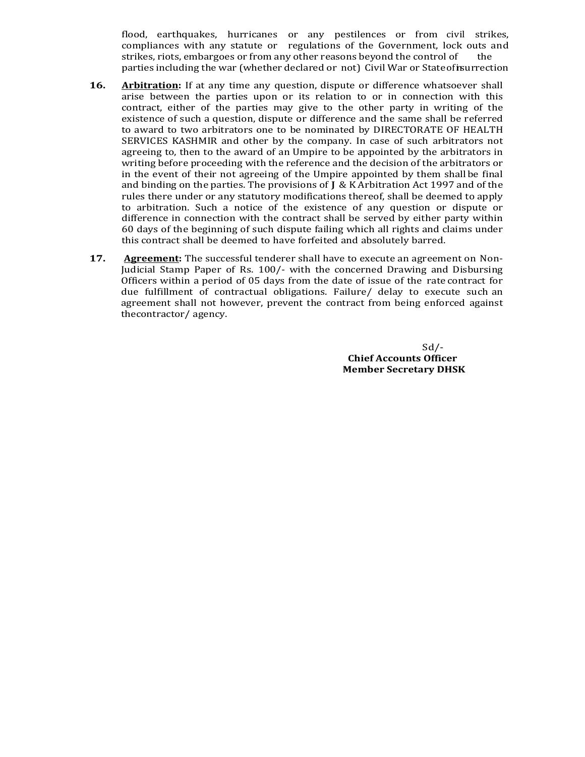flood, earthquakes, hurricanes or any pestilences or from civil strikes, compliances with any statute or regulations of the Government, lock outs and strikes, riots, embargoes or from any other reasons beyond the control of the parties including the war (whether declared or not) Civil War or State of insurrection

**16.** **<u>Arbitration</u>:** If at any time any question, dispute or difference whatsoever shall arise between the parties upon or its relation to or in connection with this contract, either of the parties may give to the other party in writing of the existence of such a question, dispute or difference and the same shall be referred to award to two arbitrators one to be nominated by DIRECTORATE OF HEALTH SERVICES KASHMIR and other by the company. In case of such arbitrators not agreeing to, then to the award of an Umpire to be appointed by the arbitrators in writing before proceeding with the reference and the decision of the arbitrators or in the event of their not agreeing of the Umpire appointed by them shall be final and binding on the parties. The provisions of J & K Arbitration Act 1997 and of the rules there under or any statutory modifications thereof, shall be deemed to apply to arbitration. Such a notice of the existence of any question or dispute or difference in connection with the contract shall be served by either party within 60 days of the beginning of such dispute failing which all rights and claims under this contract shall be deemed to have forfeited and absolutely barred.

**17.** **<u>Agreement</u>:** The successful tenderer shall have to execute an agreement on Non-Judicial Stamp Paper of Rs. 100/- with the concerned Drawing and Disbursing Officers within a period of 05 days from the date of issue of the rate contract for due fulfillment of contractual obligations. Failure/ delay to execute such an agreement shall not however, prevent the contract from being enforced against thecontractor/ agency.

Sd/-
**Chief Accounts Officer**
**Member Secretary DHSK**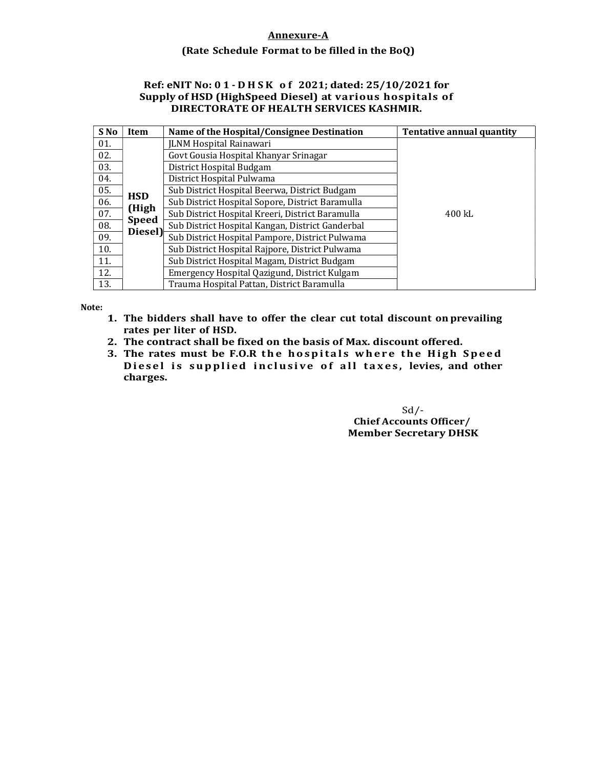**Annexure-A**

**(Rate Schedule Format to be filled in the BoQ)**

**Ref: eNIT No: 01-DHSK of 2021; dated: 25/10/2021 for Supply of HSD (HighSpeed Diesel) at various hospitals of DIRECTORATE OF HEALTH SERVICES KASHMIR.**

| S No | Item | Name of the Hospital/Consignee Destination | Tentative annual quantity |
|---|---|---|---|
| 01. | **HSD (High Speed Diesel)** | JLNM Hospital Rainawari | 400 kL |
| 02. | | Govt Gousia Hospital Khanyar Srinagar | |
| 03. | | District Hospital Budgam | |
| 04. | | District Hospital Pulwama | |
| 05. | | Sub District Hospital Beerwa, District Budgam | |
| 06. | | Sub District Hospital Sopore, District Baramulla | |
| 07. | | Sub District Hospital Kreeri, District Baramulla | |
| 08. | | Sub District Hospital Kangan, District Ganderbal | |
| 09. | | Sub District Hospital Pampore, District Pulwama | |
| 10. | | Sub District Hospital Rajpore, District Pulwama | |
| 11. | | Sub District Hospital Magam, District Budgam | |
| 12. | | Emergency Hospital Qazigund, District Kulgam | |
| 13. | | Trauma Hospital Pattan, District Baramulla | |

**Note:**

1. **The bidders shall have to offer the clear cut total discount on prevailing rates per liter of HSD.**
2. **The contract shall be fixed on the basis of Max. discount offered.**
3. **The rates must be F.O.R the hospitals where the High Speed Diesel is supplied inclusive of all taxes, levies, and other charges.**

Sd/-
**Chief Accounts Officer/**
**Member Secretary DHSK**